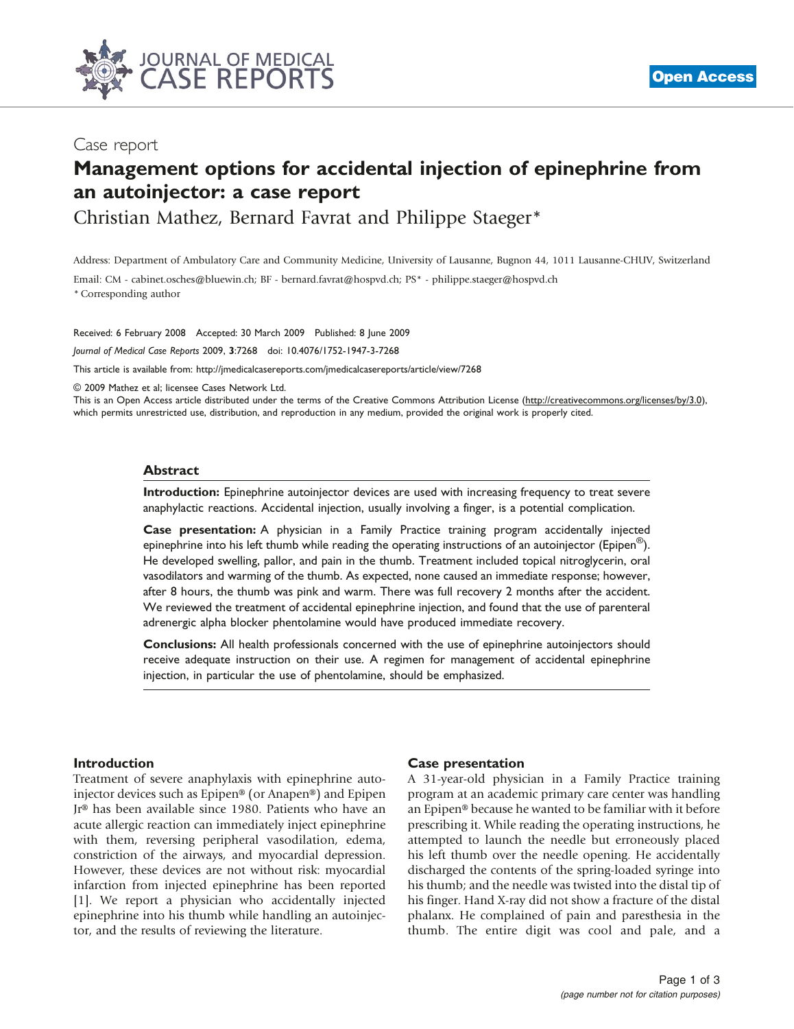Case report

# Management options for accidental injection of epinephrine from an autoinjector: a case report

Christian Mathez, Bernard Favrat and Philippe Staeger*

Address: Department of Ambulatory Care and Community Medicine, University of Lausanne, Bugnon 44, 1011 Lausanne-CHUV, Switzerland

Email: CM - cabinet.osches@bluewin.ch; BF - bernard.favrat@hospvd.ch; PS* - philippe.staeger@hospvd.ch

* Corresponding author

Received: 6 February 2008 Accepted: 30 March 2009 Published: 8 June 2009

*Journal of Medical Case Reports* 2009, **3**:7268 doi: 10.4076/1752-1947-3-7268

This article is available from: http://jmedicalcasereports.com/jmedicalcasereports/article/view/7268

© 2009 Mathez et al; licensee Cases Network Ltd.

This is an Open Access article distributed under the terms of the Creative Commons Attribution License (http://creativecommons.org/licenses/by/3.0), which permits unrestricted use, distribution, and reproduction in any medium, provided the original work is properly cited.

## Abstract

**Introduction:** Epinephrine autoinjector devices are used with increasing frequency to treat severe anaphylactic reactions. Accidental injection, usually involving a finger, is a potential complication.

**Case presentation:** A physician in a Family Practice training program accidentally injected epinephrine into his left thumb while reading the operating instructions of an autoinjector (Epipen®). He developed swelling, pallor, and pain in the thumb. Treatment included topical nitroglycerin, oral vasodilators and warming of the thumb. As expected, none caused an immediate response; however, after 8 hours, the thumb was pink and warm. There was full recovery 2 months after the accident. We reviewed the treatment of accidental epinephrine injection, and found that the use of parenteral adrenergic alpha blocker phentolamine would have produced immediate recovery.

**Conclusions:** All health professionals concerned with the use of epinephrine autoinjectors should receive adequate instruction on their use. A regimen for management of accidental epinephrine injection, in particular the use of phentolamine, should be emphasized.

## Introduction

Treatment of severe anaphylaxis with epinephrine autoinjector devices such as Epipen® (or Anapen®) and Epipen Jr® has been available since 1980. Patients who have an acute allergic reaction can immediately inject epinephrine with them, reversing peripheral vasodilation, edema, constriction of the airways, and myocardial depression. However, these devices are not without risk: myocardial infarction from injected epinephrine has been reported [1]. We report a physician who accidentally injected epinephrine into his thumb while handling an autoinjector, and the results of reviewing the literature.

## Case presentation

A 31-year-old physician in a Family Practice training program at an academic primary care center was handling an Epipen® because he wanted to be familiar with it before prescribing it. While reading the operating instructions, he attempted to launch the needle but erroneously placed his left thumb over the needle opening. He accidentally discharged the contents of the spring-loaded syringe into his thumb; and the needle was twisted into the distal tip of his finger. Hand X-ray did not show a fracture of the distal phalanx. He complained of pain and paresthesia in the thumb. The entire digit was cool and pale, and a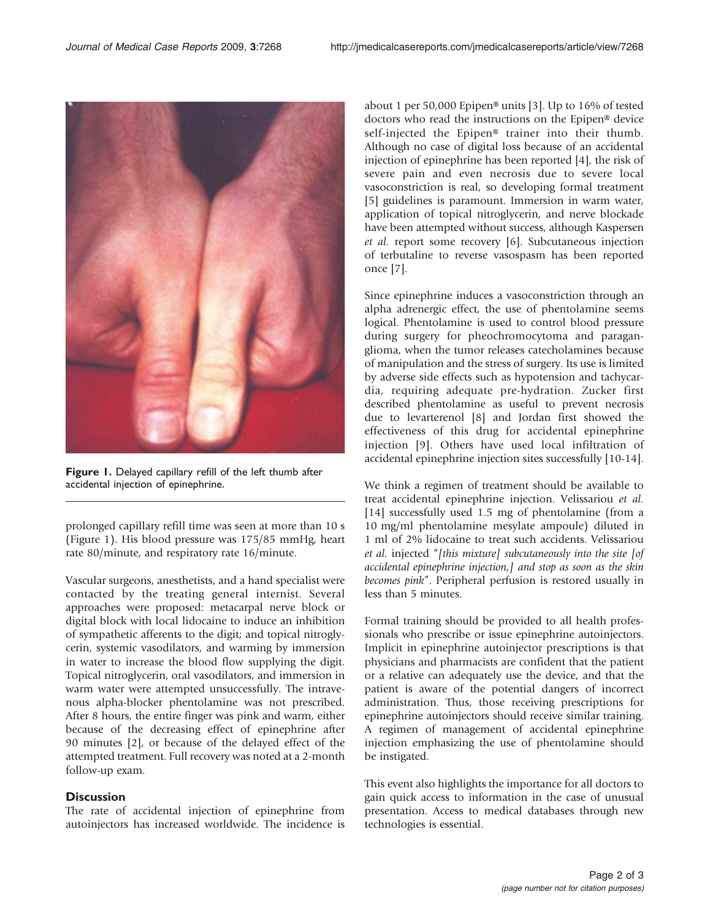Figure 1. Delayed capillary refill of the left thumb after accidental injection of epinephrine.

prolonged capillary refill time was seen at more than 10 s (Figure 1). His blood pressure was 175/85 mmHg, heart rate 80/minute, and respiratory rate 16/minute.

Vascular surgeons, anesthetists, and a hand specialist were contacted by the treating general internist. Several approaches were proposed: metacarpal nerve block or digital block with local lidocaine to induce an inhibition of sympathetic afferents to the digit; and topical nitroglycerin, systemic vasodilators, and warming by immersion in water to increase the blood flow supplying the digit. Topical nitroglycerin, oral vasodilators, and immersion in warm water were attempted unsuccessfully. The intravenous alpha-blocker phentolamine was not prescribed. After 8 hours, the entire finger was pink and warm, either because of the decreasing effect of epinephrine after 90 minutes [2], or because of the delayed effect of the attempted treatment. Full recovery was noted at a 2-month follow-up exam.

## Discussion

The rate of accidental injection of epinephrine from autoinjectors has increased worldwide. The incidence is about 1 per 50,000 Epipen® units [3]. Up to 16% of tested doctors who read the instructions on the Epipen® device self-injected the Epipen® trainer into their thumb. Although no case of digital loss because of an accidental injection of epinephrine has been reported [4], the risk of severe pain and even necrosis due to severe local vasoconstriction is real, so developing formal treatment [5] guidelines is paramount. Immersion in warm water, application of topical nitroglycerin, and nerve blockade have been attempted without success, although Kaspersen *et al.* report some recovery [6]. Subcutaneous injection of terbutaline to reverse vasospasm has been reported once [7].

Since epinephrine induces a vasoconstriction through an alpha adrenergic effect, the use of phentolamine seems logical. Phentolamine is used to control blood pressure during surgery for pheochromocytoma and paraganglioma, when the tumor releases catecholamines because of manipulation and the stress of surgery. Its use is limited by adverse side effects such as hypotension and tachycardia, requiring adequate pre-hydration. Zucker first described phentolamine as useful to prevent necrosis due to levarterenol [8] and Jordan first showed the effectiveness of this drug for accidental epinephrine injection [9]. Others have used local infiltration of accidental epinephrine injection sites successfully [10-14].

We think a regimen of treatment should be available to treat accidental epinephrine injection. Velissariou *et al.* [14] successfully used 1.5 mg of phentolamine (from a 10 mg/ml phentolamine mesylate ampoule) diluted in 1 ml of 2% lidocaine to treat such accidents. Velissariou *et al.* injected "*[this mixture] subcutaneously into the site [of accidental epinephrine injection,] and stop as soon as the skin becomes pink*". Peripheral perfusion is restored usually in less than 5 minutes.

Formal training should be provided to all health professionals who prescribe or issue epinephrine autoinjectors. Implicit in epinephrine autoinjector prescriptions is that physicians and pharmacists are confident that the patient or a relative can adequately use the device, and that the patient is aware of the potential dangers of incorrect administration. Thus, those receiving prescriptions for epinephrine autoinjectors should receive similar training. A regimen of management of accidental epinephrine injection emphasizing the use of phentolamine should be instigated.

This event also highlights the importance for all doctors to gain quick access to information in the case of unusual presentation. Access to medical databases through new technologies is essential.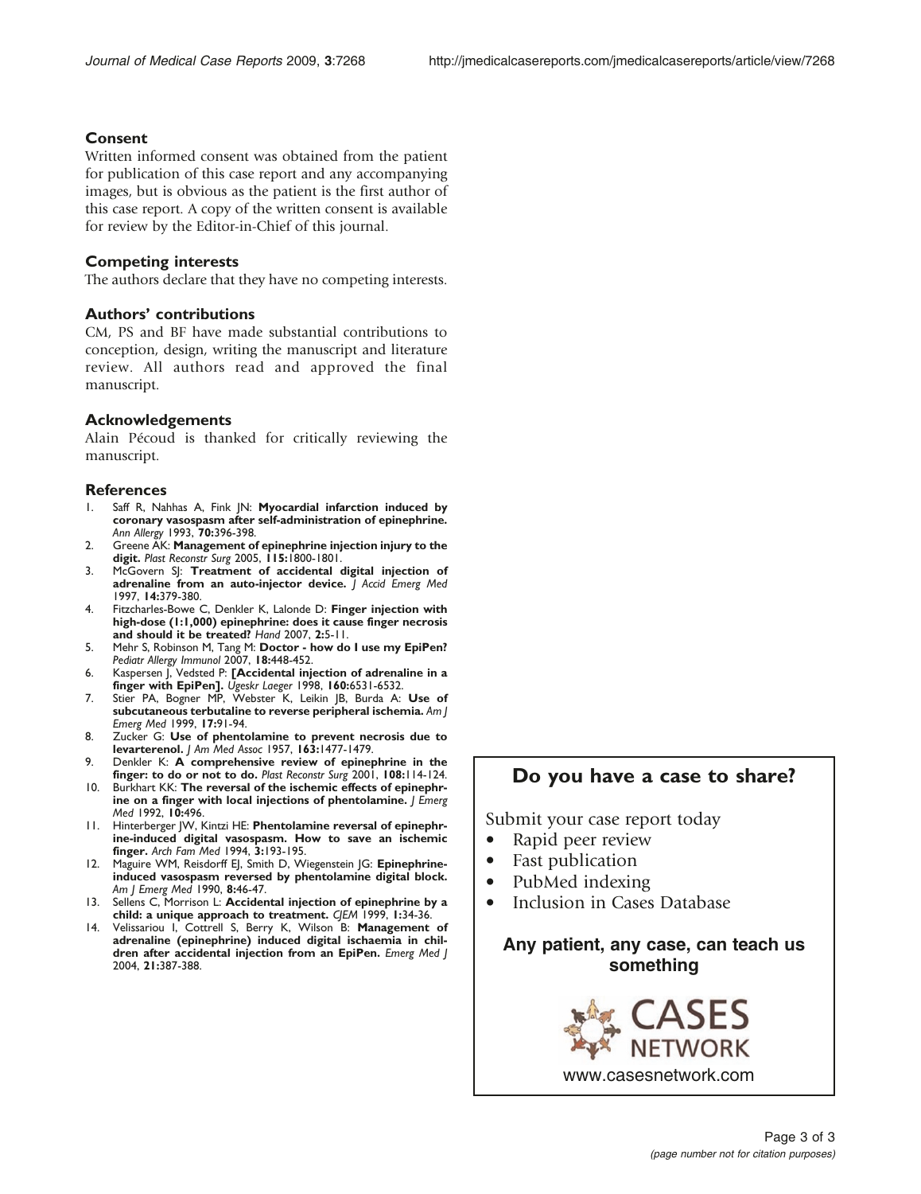### Consent

Written informed consent was obtained from the patient for publication of this case report and any accompanying images, but is obvious as the patient is the first author of this case report. A copy of the written consent is available for review by the Editor-in-Chief of this journal.

### Competing interests

The authors declare that they have no competing interests.

### Authors' contributions

CM, PS and BF have made substantial contributions to conception, design, writing the manuscript and literature review. All authors read and approved the final manuscript.

### Acknowledgements

Alain Pécoud is thanked for critically reviewing the manuscript.

### References

1. Saff R, Nahhas A, Fink JN: **Myocardial infarction induced by coronary vasospasm after self-administration of epinephrine.** *Ann Allergy* 1993, **70:**396-398.
2. Greene AK: **Management of epinephrine injection injury to the digit.** *Plast Reconstr Surg* 2005, **115:**1800-1801.
3. McGovern SJ: **Treatment of accidental digital injection of adrenaline from an auto-injector device.** *J Accid Emerg Med* 1997, **14:**379-380.
4. Fitzcharles-Bowe C, Denkler K, Lalonde D: **Finger injection with high-dose (1:1,000) epinephrine: does it cause finger necrosis and should it be treated?** *Hand* 2007, **2:**5-11.
5. Mehr S, Robinson M, Tang M: **Doctor - how do I use my EpiPen?** *Pediatr Allergy Immunol* 2007, **18:**448-452.
6. Kaspersen J, Vedsted P: **[Accidental injection of adrenaline in a finger with EpiPen].** *Ugeskr Laeger* 1998, **160:**6531-6532.
7. Stier PA, Bogner MP, Webster K, Leikin JB, Burda A: **Use of subcutaneous terbutaline to reverse peripheral ischemia.** *Am J Emerg Med* 1999, **17:**91-94.
8. Zucker G: **Use of phentolamine to prevent necrosis due to levarterenol.** *J Am Med Assoc* 1957, **163:**1477-1479.
9. Denkler K: **A comprehensive review of epinephrine in the finger: to do or not to do.** *Plast Reconstr Surg* 2001, **108:**114-124.
10. Burkhart KK: **The reversal of the ischemic effects of epinephrine on a finger with local injections of phentolamine.** *J Emerg Med* 1992, **10:**496.
11. Hinterberger JW, Kintzi HE: **Phentolamine reversal of epinephrine-induced digital vasospasm. How to save an ischemic finger.** *Arch Fam Med* 1994, **3:**193-195.
12. Maguire WM, Reisdorff EJ, Smith D, Wiegenstein JG: **Epinephrine-induced vasospasm reversed by phentolamine digital block.** *Am J Emerg Med* 1990, **8:**46-47.
13. Sellens C, Morrison L: **Accidental injection of epinephrine by a child: a unique approach to treatment.** *CJEM* 1999, **1:**34-36.
14. Velissariou I, Cottrell S, Berry K, Wilson B: **Management of adrenaline (epinephrine) induced digital ischaemia in children after accidental injection from an EpiPen.** *Emerg Med J* 2004, **21:**387-388.

**Do you have a case to share?**

Submit your case report today

- Rapid peer review
- Fast publication
- PubMed indexing
- Inclusion in Cases Database

**Any patient, any case, can teach us something**

CASES NETWORK

www.casesnetwork.com